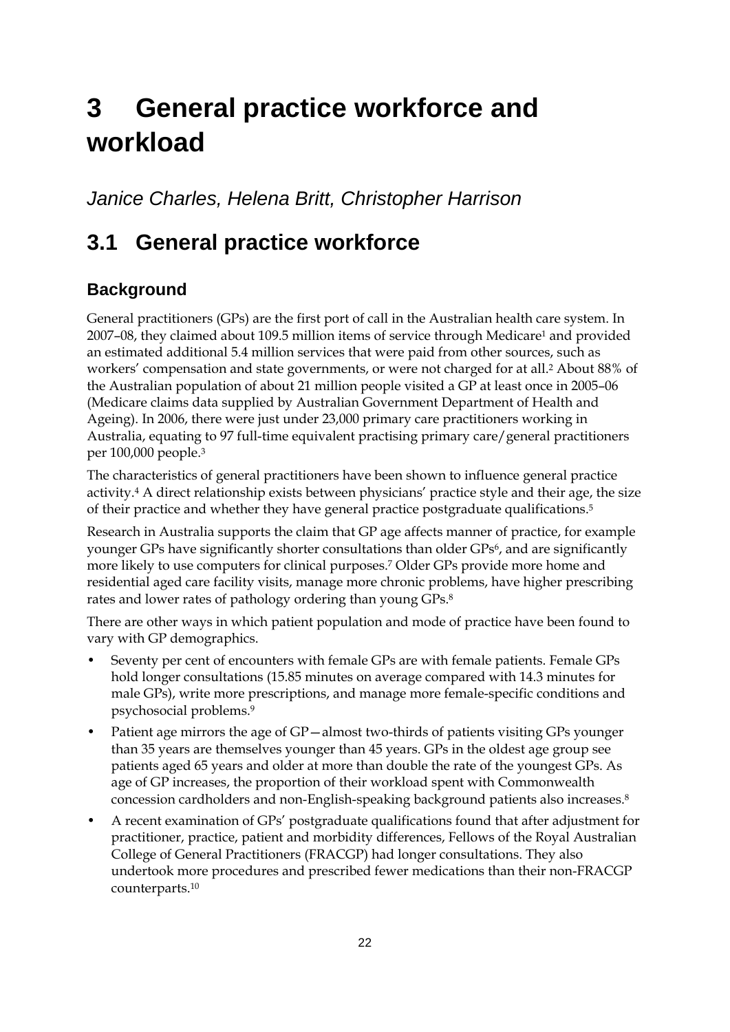# 3 General practice workforce and workload

*Janice Charles, Helena Britt, Christopher Harrison*

## 3.1 General practice workforce

### Background

General practitioners (GPs) are the first port of call in the Australian health care system. In 2007–08, they claimed about 109.5 million items of service through Medicare[1] and provided an estimated additional 5.4 million services that were paid from other sources, such as workers' compensation and state governments, or were not charged for at all.[2] About 88% of the Australian population of about 21 million people visited a GP at least once in 2005–06 (Medicare claims data supplied by Australian Government Department of Health and Ageing). In 2006, there were just under 23,000 primary care practitioners working in Australia, equating to 97 full-time equivalent practising primary care/general practitioners per 100,000 people.[3]

The characteristics of general practitioners have been shown to influence general practice activity.[4] A direct relationship exists between physicians' practice style and their age, the size of their practice and whether they have general practice postgraduate qualifications.[5]

Research in Australia supports the claim that GP age affects manner of practice, for example younger GPs have significantly shorter consultations than older GPs[6], and are significantly more likely to use computers for clinical purposes.[7] Older GPs provide more home and residential aged care facility visits, manage more chronic problems, have higher prescribing rates and lower rates of pathology ordering than young GPs.[8]

There are other ways in which patient population and mode of practice have been found to vary with GP demographics.

- Seventy per cent of encounters with female GPs are with female patients. Female GPs hold longer consultations (15.85 minutes on average compared with 14.3 minutes for male GPs), write more prescriptions, and manage more female-specific conditions and psychosocial problems.[9]
- Patient age mirrors the age of GP—almost two-thirds of patients visiting GPs younger than 35 years are themselves younger than 45 years. GPs in the oldest age group see patients aged 65 years and older at more than double the rate of the youngest GPs. As age of GP increases, the proportion of their workload spent with Commonwealth concession cardholders and non-English-speaking background patients also increases.[8]
- A recent examination of GPs' postgraduate qualifications found that after adjustment for practitioner, practice, patient and morbidity differences, Fellows of the Royal Australian College of General Practitioners (FRACGP) had longer consultations. They also undertook more procedures and prescribed fewer medications than their non-FRACGP counterparts.[10]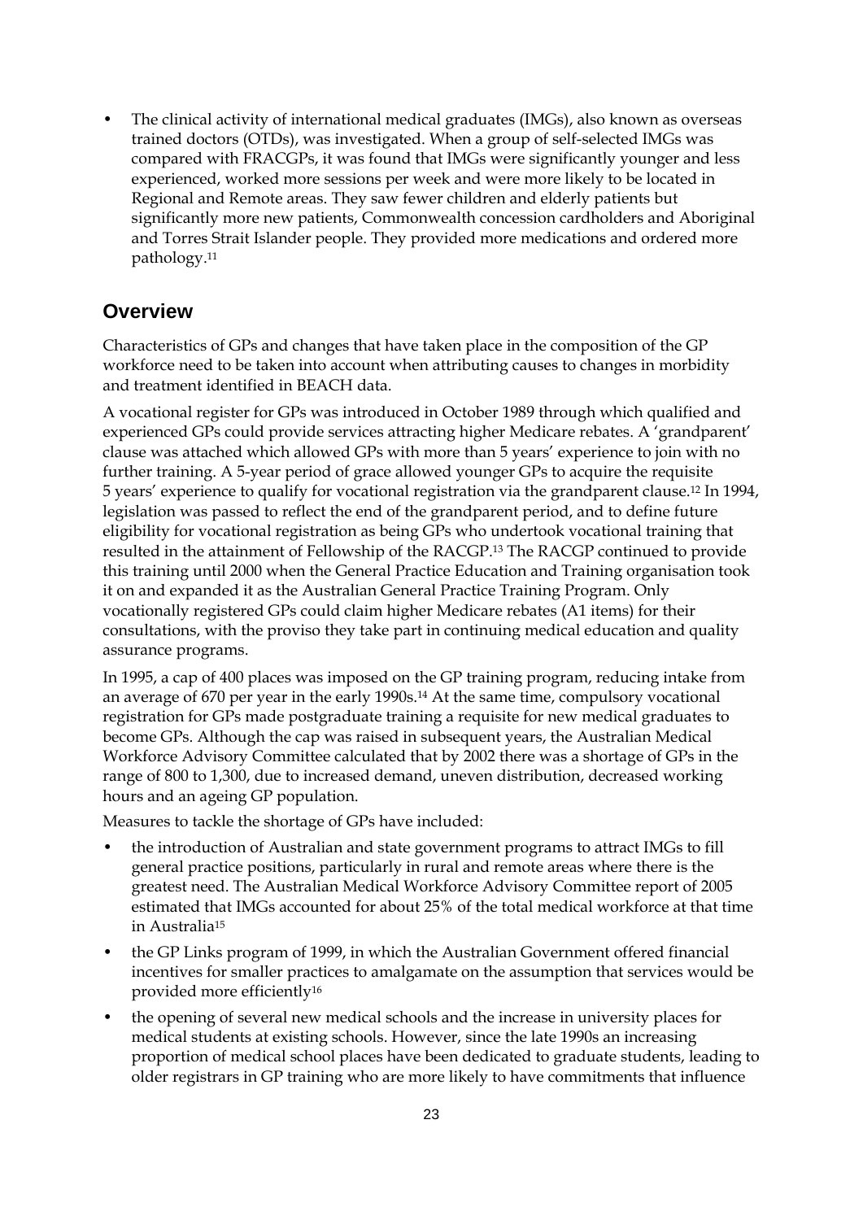- The clinical activity of international medical graduates (IMGs), also known as overseas trained doctors (OTDs), was investigated. When a group of self-selected IMGs was compared with FRACGPs, it was found that IMGs were significantly younger and less experienced, worked more sessions per week and were more likely to be located in Regional and Remote areas. They saw fewer children and elderly patients but significantly more new patients, Commonwealth concession cardholders and Aboriginal and Torres Strait Islander people. They provided more medications and ordered more pathology.[11]

## Overview

Characteristics of GPs and changes that have taken place in the composition of the GP workforce need to be taken into account when attributing causes to changes in morbidity and treatment identified in BEACH data.

A vocational register for GPs was introduced in October 1989 through which qualified and experienced GPs could provide services attracting higher Medicare rebates. A 'grandparent' clause was attached which allowed GPs with more than 5 years' experience to join with no further training. A 5-year period of grace allowed younger GPs to acquire the requisite 5 years' experience to qualify for vocational registration via the grandparent clause.[12] In 1994, legislation was passed to reflect the end of the grandparent period, and to define future eligibility for vocational registration as being GPs who undertook vocational training that resulted in the attainment of Fellowship of the RACGP.[13] The RACGP continued to provide this training until 2000 when the General Practice Education and Training organisation took it on and expanded it as the Australian General Practice Training Program. Only vocationally registered GPs could claim higher Medicare rebates (A1 items) for their consultations, with the proviso they take part in continuing medical education and quality assurance programs.

In 1995, a cap of 400 places was imposed on the GP training program, reducing intake from an average of 670 per year in the early 1990s.[14] At the same time, compulsory vocational registration for GPs made postgraduate training a requisite for new medical graduates to become GPs. Although the cap was raised in subsequent years, the Australian Medical Workforce Advisory Committee calculated that by 2002 there was a shortage of GPs in the range of 800 to 1,300, due to increased demand, uneven distribution, decreased working hours and an ageing GP population.

Measures to tackle the shortage of GPs have included:

- the introduction of Australian and state government programs to attract IMGs to fill general practice positions, particularly in rural and remote areas where there is the greatest need. The Australian Medical Workforce Advisory Committee report of 2005 estimated that IMGs accounted for about 25% of the total medical workforce at that time in Australia[15]
- the GP Links program of 1999, in which the Australian Government offered financial incentives for smaller practices to amalgamate on the assumption that services would be provided more efficiently[16]
- the opening of several new medical schools and the increase in university places for medical students at existing schools. However, since the late 1990s an increasing proportion of medical school places have been dedicated to graduate students, leading to older registrars in GP training who are more likely to have commitments that influence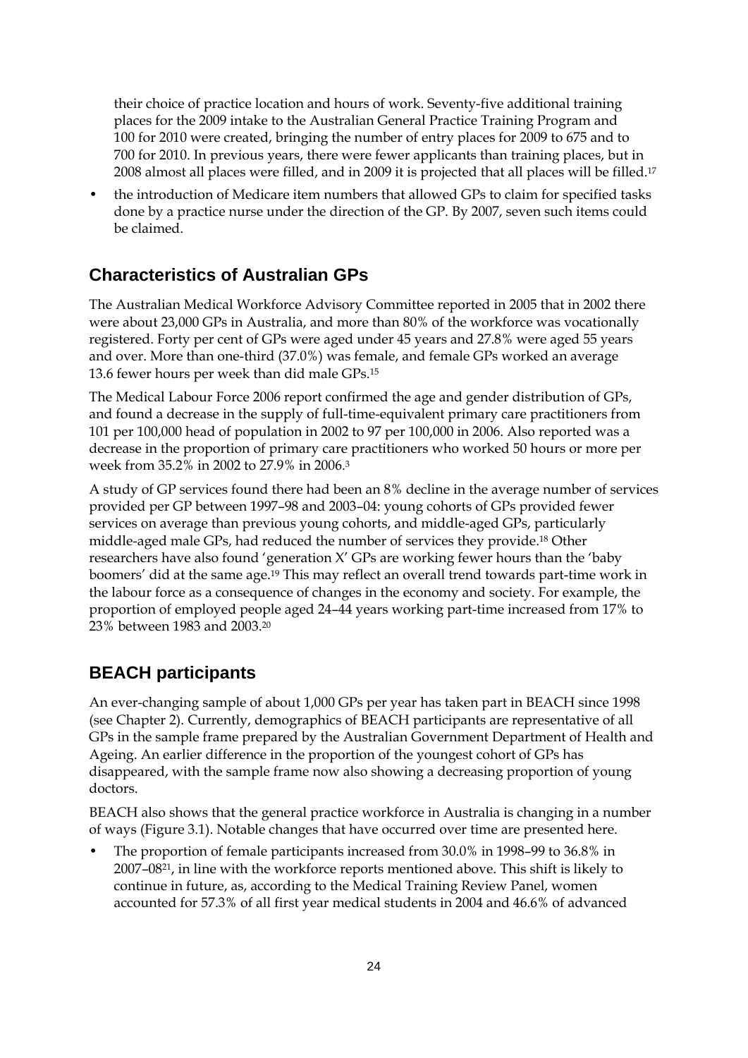their choice of practice location and hours of work. Seventy-five additional training places for the 2009 intake to the Australian General Practice Training Program and 100 for 2010 were created, bringing the number of entry places for 2009 to 675 and to 700 for 2010. In previous years, there were fewer applicants than training places, but in 2008 almost all places were filled, and in 2009 it is projected that all places will be filled.[17]

- the introduction of Medicare item numbers that allowed GPs to claim for specified tasks done by a practice nurse under the direction of the GP. By 2007, seven such items could be claimed.

## Characteristics of Australian GPs

The Australian Medical Workforce Advisory Committee reported in 2005 that in 2002 there were about 23,000 GPs in Australia, and more than 80% of the workforce was vocationally registered. Forty per cent of GPs were aged under 45 years and 27.8% were aged 55 years and over. More than one-third (37.0%) was female, and female GPs worked an average 13.6 fewer hours per week than did male GPs.[15]

The Medical Labour Force 2006 report confirmed the age and gender distribution of GPs, and found a decrease in the supply of full-time-equivalent primary care practitioners from 101 per 100,000 head of population in 2002 to 97 per 100,000 in 2006. Also reported was a decrease in the proportion of primary care practitioners who worked 50 hours or more per week from 35.2% in 2002 to 27.9% in 2006.[3]

A study of GP services found there had been an 8% decline in the average number of services provided per GP between 1997–98 and 2003–04: young cohorts of GPs provided fewer services on average than previous young cohorts, and middle-aged GPs, particularly middle-aged male GPs, had reduced the number of services they provide.[18] Other researchers have also found 'generation X' GPs are working fewer hours than the 'baby boomers' did at the same age.[19] This may reflect an overall trend towards part-time work in the labour force as a consequence of changes in the economy and society. For example, the proportion of employed people aged 24–44 years working part-time increased from 17% to 23% between 1983 and 2003.[20]

## BEACH participants

An ever-changing sample of about 1,000 GPs per year has taken part in BEACH since 1998 (see Chapter 2). Currently, demographics of BEACH participants are representative of all GPs in the sample frame prepared by the Australian Government Department of Health and Ageing. An earlier difference in the proportion of the youngest cohort of GPs has disappeared, with the sample frame now also showing a decreasing proportion of young doctors.

BEACH also shows that the general practice workforce in Australia is changing in a number of ways (Figure 3.1). Notable changes that have occurred over time are presented here.

- The proportion of female participants increased from 30.0% in 1998–99 to 36.8% in 2007–08[21], in line with the workforce reports mentioned above. This shift is likely to continue in future, as, according to the Medical Training Review Panel, women accounted for 57.3% of all first year medical students in 2004 and 46.6% of advanced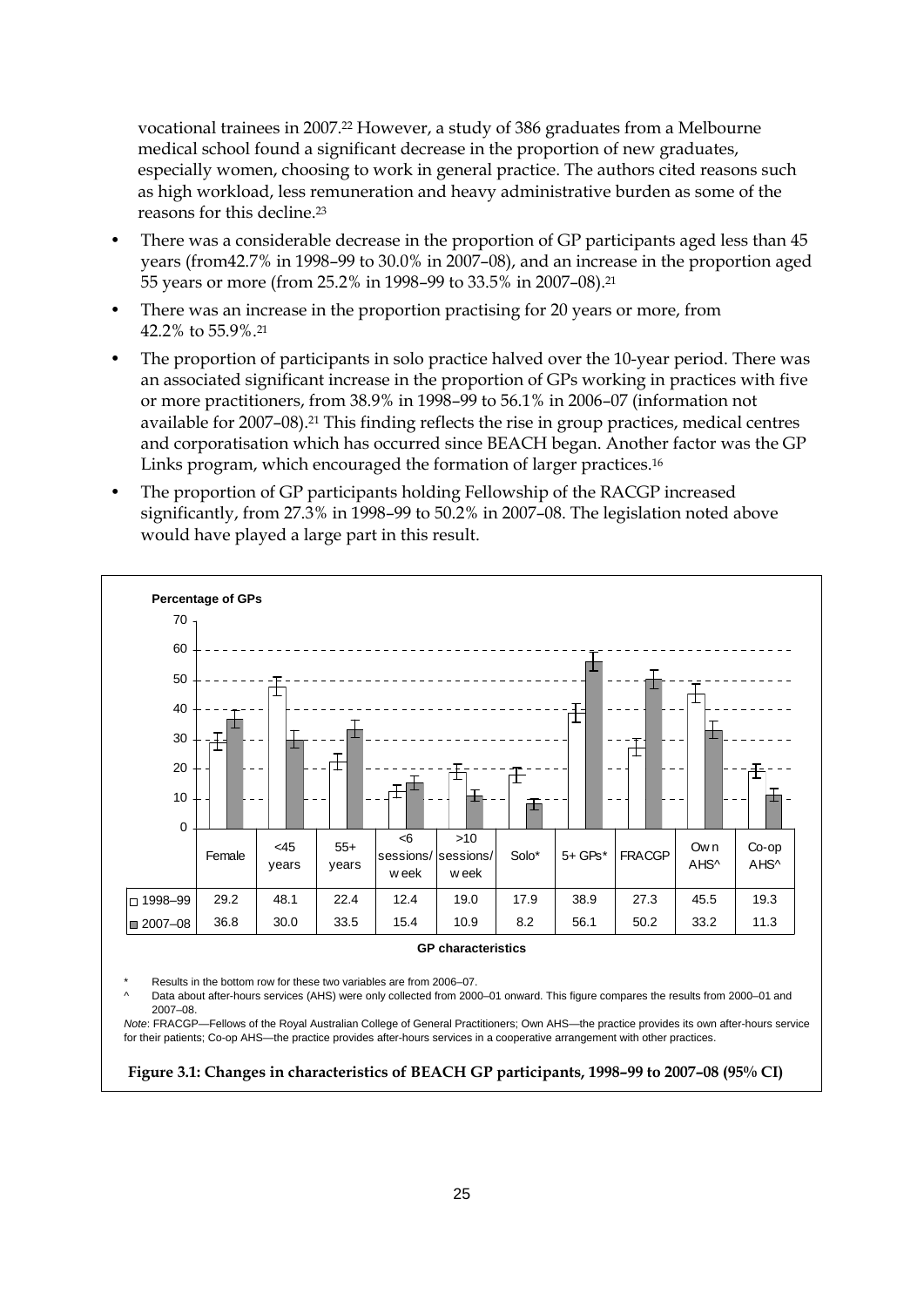vocational trainees in 2007.[22] However, a study of 386 graduates from a Melbourne medical school found a significant decrease in the proportion of new graduates, especially women, choosing to work in general practice. The authors cited reasons such as high workload, less remuneration and heavy administrative burden as some of the reasons for this decline.[23]

- There was a considerable decrease in the proportion of GP participants aged less than 45 years (from42.7% in 1998–99 to 30.0% in 2007–08), and an increase in the proportion aged 55 years or more (from 25.2% in 1998–99 to 33.5% in 2007–08).[21]
- There was an increase in the proportion practising for 20 years or more, from 42.2% to 55.9%.[21]
- The proportion of participants in solo practice halved over the 10-year period. There was an associated significant increase in the proportion of GPs working in practices with five or more practitioners, from 38.9% in 1998–99 to 56.1% in 2006–07 (information not available for 2007–08).[21] This finding reflects the rise in group practices, medical centres and corporatisation which has occurred since BEACH began. Another factor was the GP Links program, which encouraged the formation of larger practices.[16]
- The proportion of GP participants holding Fellowship of the RACGP increased significantly, from 27.3% in 1998–99 to 50.2% in 2007–08. The legislation noted above would have played a large part in this result.

Percentage of GPs

| | Female | <45 years | 55+ years | <6 sessions/week | >10 sessions/week | Solo* | 5+ GPs* | FRACGP | Own AHS^ | Co-op AHS^ |
|---|---|---|---|---|---|---|---|---|---|---|
| 1998–99 | 29.2 | 48.1 | 22.4 | 12.4 | 19.0 | 17.9 | 38.9 | 27.3 | 45.5 | 19.3 |
| 2007–08 | 36.8 | 30.0 | 33.5 | 15.4 | 10.9 | 8.2 | 56.1 | 50.2 | 33.2 | 11.3 |

GP characteristics

\* Results in the bottom row for these two variables are from 2006–07.

^ Data about after-hours services (AHS) were only collected from 2000–01 onward. This figure compares the results from 2000–01 and 2007–08.

*Note*: FRACGP—Fellows of the Royal Australian College of General Practitioners; Own AHS—the practice provides its own after-hours service for their patients; Co-op AHS—the practice provides after-hours services in a cooperative arrangement with other practices.

**Figure 3.1: Changes in characteristics of BEACH GP participants, 1998–99 to 2007–08 (95% CI)**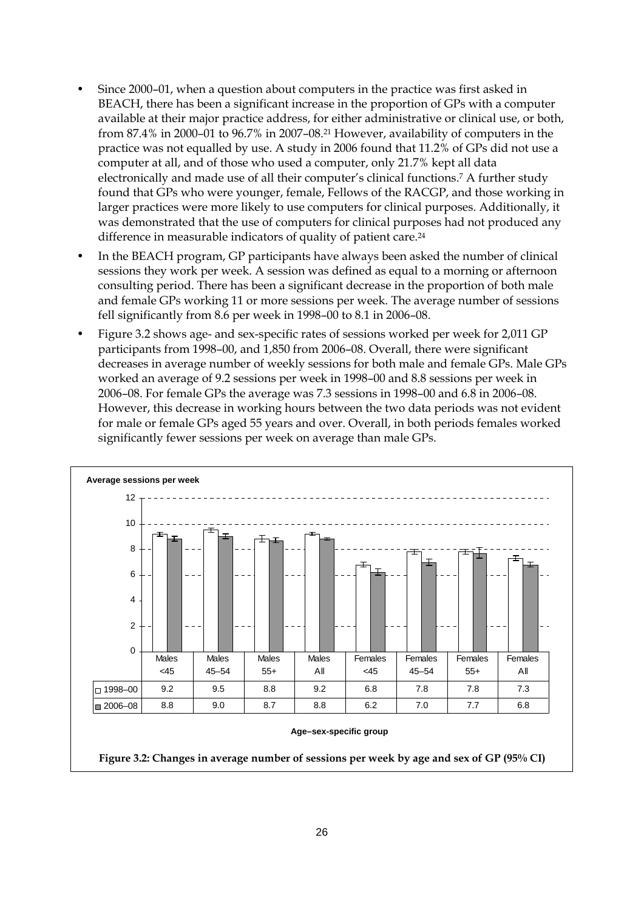- Since 2000–01, when a question about computers in the practice was first asked in BEACH, there has been a significant increase in the proportion of GPs with a computer available at their major practice address, for either administrative or clinical use, or both, from 87.4% in 2000–01 to 96.7% in 2007–08.[21] However, availability of computers in the practice was not equalled by use. A study in 2006 found that 11.2% of GPs did not use a computer at all, and of those who used a computer, only 21.7% kept all data electronically and made use of all their computer's clinical functions.[7] A further study found that GPs who were younger, female, Fellows of the RACGP, and those working in larger practices were more likely to use computers for clinical purposes. Additionally, it was demonstrated that the use of computers for clinical purposes had not produced any difference in measurable indicators of quality of patient care.[24]
- In the BEACH program, GP participants have always been asked the number of clinical sessions they work per week. A session was defined as equal to a morning or afternoon consulting period. There has been a significant decrease in the proportion of both male and female GPs working 11 or more sessions per week. The average number of sessions fell significantly from 8.6 per week in 1998–00 to 8.1 in 2006–08.
- Figure 3.2 shows age- and sex-specific rates of sessions worked per week for 2,011 GP participants from 1998–00, and 1,850 from 2006–08. Overall, there were significant decreases in average number of weekly sessions for both male and female GPs. Male GPs worked an average of 9.2 sessions per week in 1998–00 and 8.8 sessions per week in 2006–08. For female GPs the average was 7.3 sessions in 1998–00 and 6.8 in 2006–08. However, this decrease in working hours between the two data periods was not evident for male or female GPs aged 55 years and over. Overall, in both periods females worked significantly fewer sessions per week on average than male GPs.

Average sessions per week

| | Males <45 | Males 45–54 | Males 55+ | Males All | Females <45 | Females 45–54 | Females 55+ | Females All |
|---|---|---|---|---|---|---|---|---|
| 1998–00 | 9.2 | 9.5 | 8.8 | 9.2 | 6.8 | 7.8 | 7.8 | 7.3 |
| 2006–08 | 8.8 | 9.0 | 8.7 | 8.8 | 6.2 | 7.0 | 7.7 | 6.8 |

Age–sex-specific group

**Figure 3.2: Changes in average number of sessions per week by age and sex of GP (95% CI)**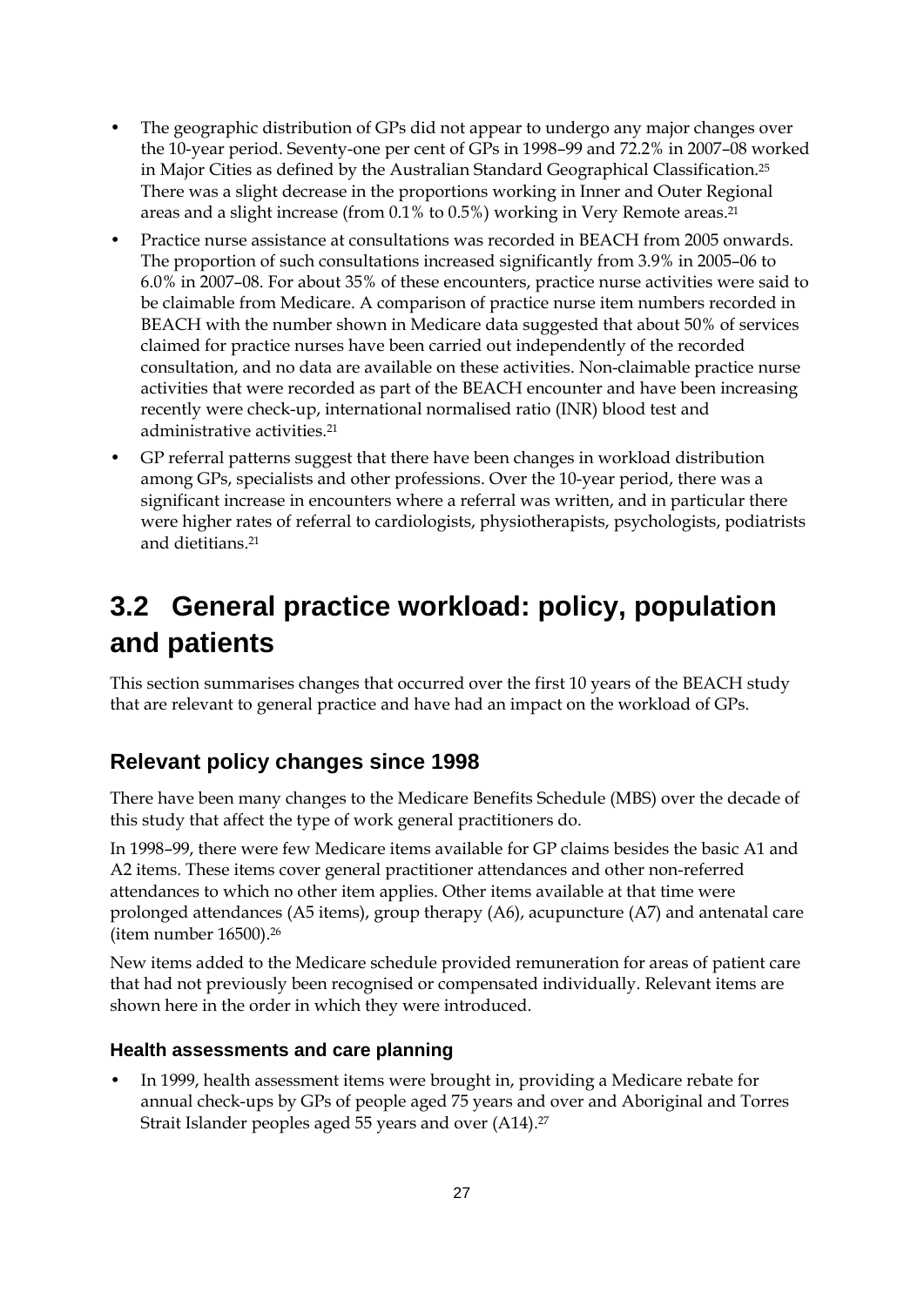- The geographic distribution of GPs did not appear to undergo any major changes over the 10-year period. Seventy-one per cent of GPs in 1998–99 and 72.2% in 2007–08 worked in Major Cities as defined by the Australian Standard Geographical Classification.[25] There was a slight decrease in the proportions working in Inner and Outer Regional areas and a slight increase (from 0.1% to 0.5%) working in Very Remote areas.[21]
- Practice nurse assistance at consultations was recorded in BEACH from 2005 onwards. The proportion of such consultations increased significantly from 3.9% in 2005–06 to 6.0% in 2007–08. For about 35% of these encounters, practice nurse activities were said to be claimable from Medicare. A comparison of practice nurse item numbers recorded in BEACH with the number shown in Medicare data suggested that about 50% of services claimed for practice nurses have been carried out independently of the recorded consultation, and no data are available on these activities. Non-claimable practice nurse activities that were recorded as part of the BEACH encounter and have been increasing recently were check-up, international normalised ratio (INR) blood test and administrative activities.[21]
- GP referral patterns suggest that there have been changes in workload distribution among GPs, specialists and other professions. Over the 10-year period, there was a significant increase in encounters where a referral was written, and in particular there were higher rates of referral to cardiologists, physiotherapists, psychologists, podiatrists and dietitians.[21]

## 3.2 General practice workload: policy, population and patients

This section summarises changes that occurred over the first 10 years of the BEACH study that are relevant to general practice and have had an impact on the workload of GPs.

### Relevant policy changes since 1998

There have been many changes to the Medicare Benefits Schedule (MBS) over the decade of this study that affect the type of work general practitioners do.

In 1998–99, there were few Medicare items available for GP claims besides the basic A1 and A2 items. These items cover general practitioner attendances and other non-referred attendances to which no other item applies. Other items available at that time were prolonged attendances (A5 items), group therapy (A6), acupuncture (A7) and antenatal care (item number 16500).[26]

New items added to the Medicare schedule provided remuneration for areas of patient care that had not previously been recognised or compensated individually. Relevant items are shown here in the order in which they were introduced.

#### Health assessments and care planning

- In 1999, health assessment items were brought in, providing a Medicare rebate for annual check-ups by GPs of people aged 75 years and over and Aboriginal and Torres Strait Islander peoples aged 55 years and over (A14).[27]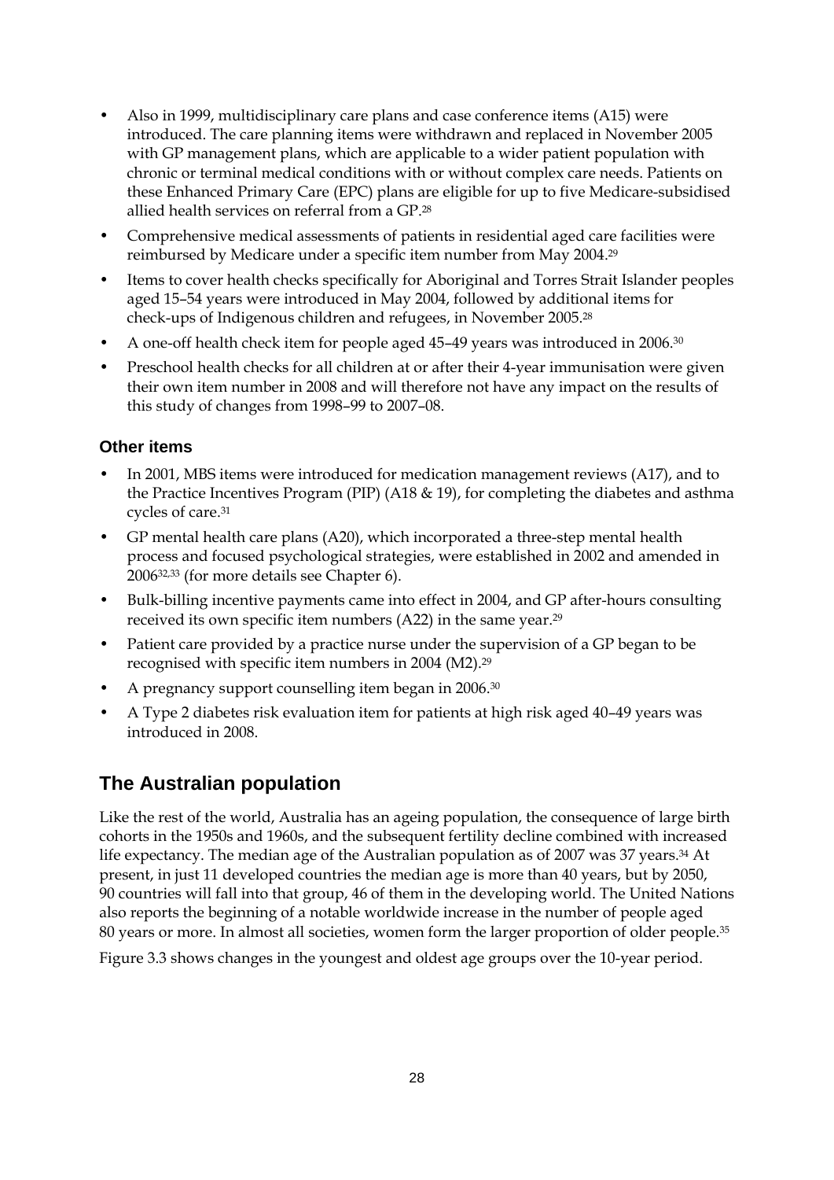- Also in 1999, multidisciplinary care plans and case conference items (A15) were introduced. The care planning items were withdrawn and replaced in November 2005 with GP management plans, which are applicable to a wider patient population with chronic or terminal medical conditions with or without complex care needs. Patients on these Enhanced Primary Care (EPC) plans are eligible for up to five Medicare-subsidised allied health services on referral from a GP.[28]
- Comprehensive medical assessments of patients in residential aged care facilities were reimbursed by Medicare under a specific item number from May 2004.[29]
- Items to cover health checks specifically for Aboriginal and Torres Strait Islander peoples aged 15–54 years were introduced in May 2004, followed by additional items for check-ups of Indigenous children and refugees, in November 2005.[28]
- A one-off health check item for people aged 45–49 years was introduced in 2006.[30]
- Preschool health checks for all children at or after their 4-year immunisation were given their own item number in 2008 and will therefore not have any impact on the results of this study of changes from 1998–99 to 2007–08.

### Other items

- In 2001, MBS items were introduced for medication management reviews (A17), and to the Practice Incentives Program (PIP) (A18 & 19), for completing the diabetes and asthma cycles of care.[31]
- GP mental health care plans (A20), which incorporated a three-step mental health process and focused psychological strategies, were established in 2002 and amended in 2006[32,33] (for more details see Chapter 6).
- Bulk-billing incentive payments came into effect in 2004, and GP after-hours consulting received its own specific item numbers (A22) in the same year.[29]
- Patient care provided by a practice nurse under the supervision of a GP began to be recognised with specific item numbers in 2004 (M2).[29]
- A pregnancy support counselling item began in 2006.[30]
- A Type 2 diabetes risk evaluation item for patients at high risk aged 40–49 years was introduced in 2008.

## The Australian population

Like the rest of the world, Australia has an ageing population, the consequence of large birth cohorts in the 1950s and 1960s, and the subsequent fertility decline combined with increased life expectancy. The median age of the Australian population as of 2007 was 37 years.[34] At present, in just 11 developed countries the median age is more than 40 years, but by 2050, 90 countries will fall into that group, 46 of them in the developing world. The United Nations also reports the beginning of a notable worldwide increase in the number of people aged 80 years or more. In almost all societies, women form the larger proportion of older people.[35]

Figure 3.3 shows changes in the youngest and oldest age groups over the 10-year period.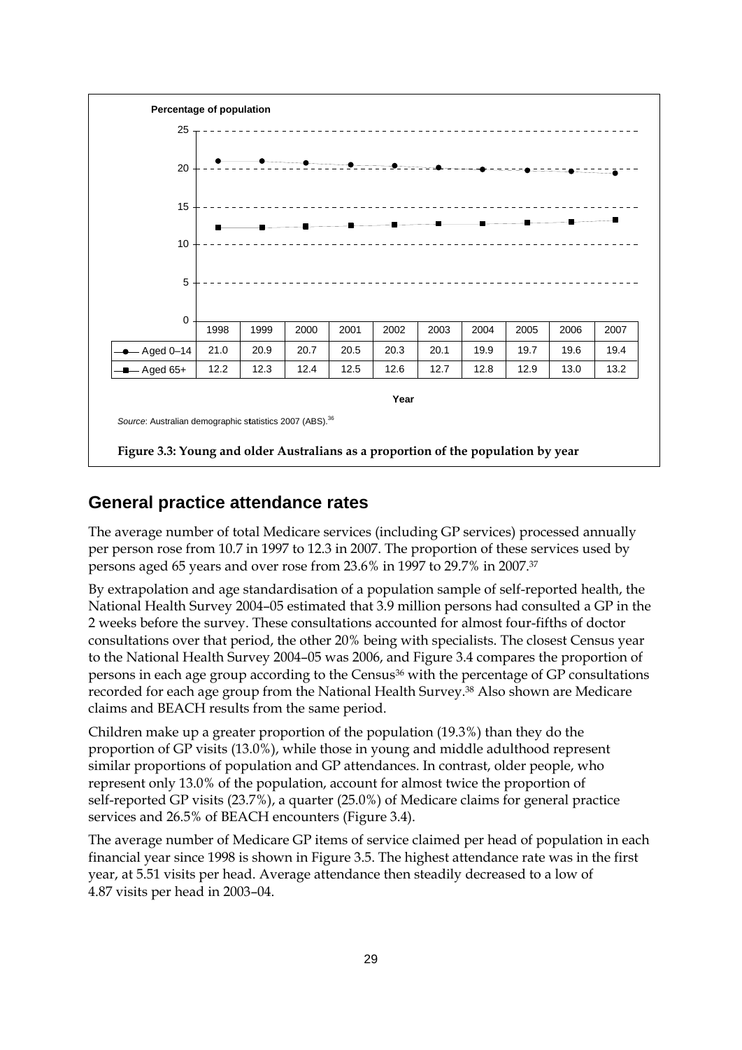Percentage of population

| | 1998 | 1999 | 2000 | 2001 | 2002 | 2003 | 2004 | 2005 | 2006 | 2007 |
|---|---|---|---|---|---|---|---|---|---|---|
| Aged 0–14 | 21.0 | 20.9 | 20.7 | 20.5 | 20.3 | 20.1 | 19.9 | 19.7 | 19.6 | 19.4 |
| Aged 65+ | 12.2 | 12.3 | 12.4 | 12.5 | 12.6 | 12.7 | 12.8 | 12.9 | 13.0 | 13.2 |

Year

*Source*: Australian demographic statistics 2007 (ABS).[36]

**Figure 3.3: Young and older Australians as a proportion of the population by year**

## General practice attendance rates

The average number of total Medicare services (including GP services) processed annually per person rose from 10.7 in 1997 to 12.3 in 2007. The proportion of these services used by persons aged 65 years and over rose from 23.6% in 1997 to 29.7% in 2007.[37]

By extrapolation and age standardisation of a population sample of self-reported health, the National Health Survey 2004–05 estimated that 3.9 million persons had consulted a GP in the 2 weeks before the survey. These consultations accounted for almost four-fifths of doctor consultations over that period, the other 20% being with specialists. The closest Census year to the National Health Survey 2004–05 was 2006, and Figure 3.4 compares the proportion of persons in each age group according to the Census[36] with the percentage of GP consultations recorded for each age group from the National Health Survey.[38] Also shown are Medicare claims and BEACH results from the same period.

Children make up a greater proportion of the population (19.3%) than they do the proportion of GP visits (13.0%), while those in young and middle adulthood represent similar proportions of population and GP attendances. In contrast, older people, who represent only 13.0% of the population, account for almost twice the proportion of self-reported GP visits (23.7%), a quarter (25.0%) of Medicare claims for general practice services and 26.5% of BEACH encounters (Figure 3.4).

The average number of Medicare GP items of service claimed per head of population in each financial year since 1998 is shown in Figure 3.5. The highest attendance rate was in the first year, at 5.51 visits per head. Average attendance then steadily decreased to a low of 4.87 visits per head in 2003–04.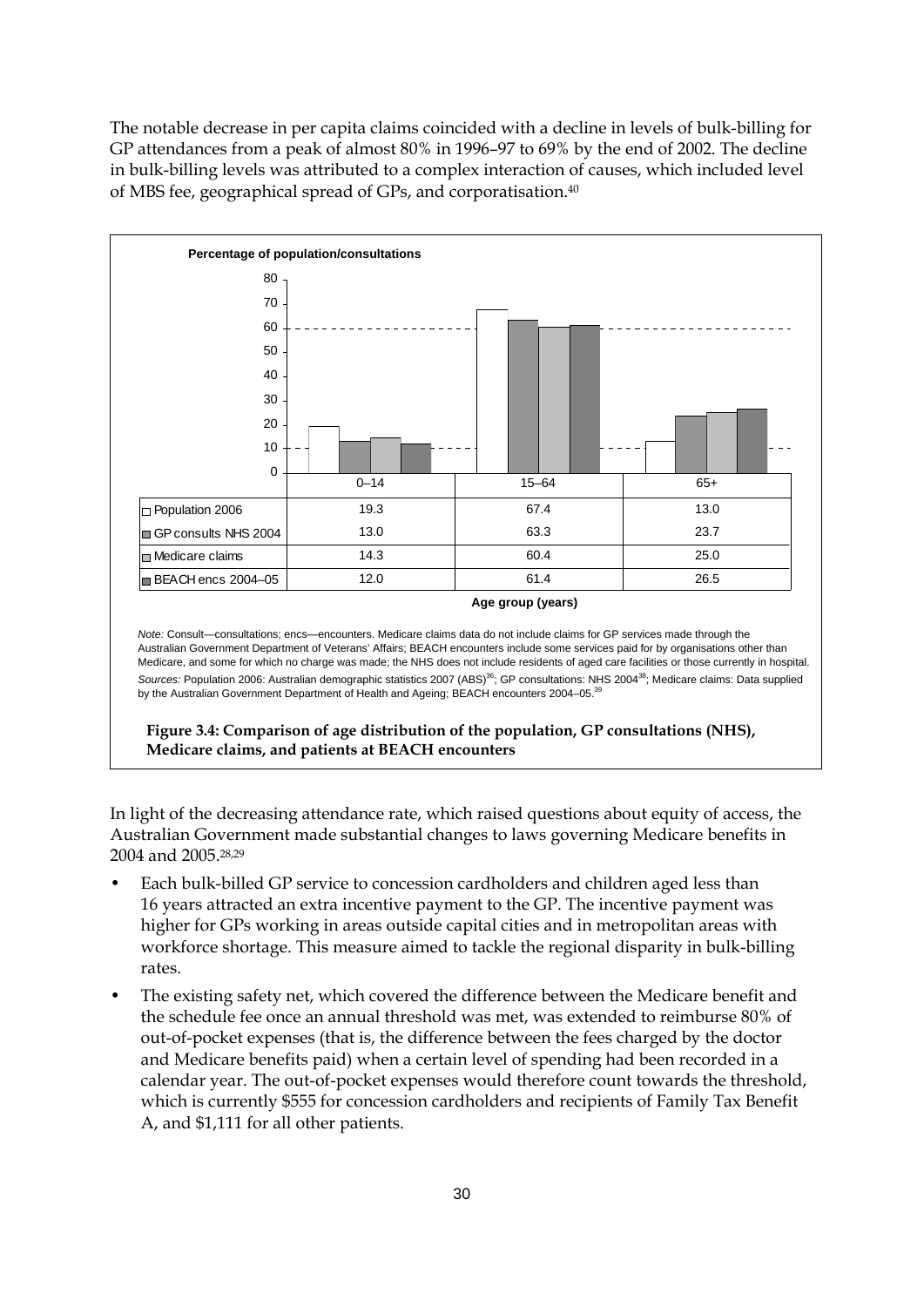The notable decrease in per capita claims coincided with a decline in levels of bulk-billing for GP attendances from a peak of almost 80% in 1996–97 to 69% by the end of 2002. The decline in bulk-billing levels was attributed to a complex interaction of causes, which included level of MBS fee, geographical spread of GPs, and corporatisation.[40]

Percentage of population/consultations

| | 0–14 | 15–64 | 65+ |
|---|---|---|---|
| Population 2006 | 19.3 | 67.4 | 13.0 |
| GP consults NHS 2004 | 13.0 | 63.3 | 23.7 |
| Medicare claims | 14.3 | 60.4 | 25.0 |
| BEACH encs 2004–05 | 12.0 | 61.4 | 26.5 |

Age group (years)

*Note:* Consult—consultations; encs—encounters. Medicare claims data do not include claims for GP services made through the Australian Government Department of Veterans' Affairs; BEACH encounters include some services paid for by organisations other than Medicare, and some for which no charge was made; the NHS does not include residents of aged care facilities or those currently in hospital.

*Sources:* Population 2006: Australian demographic statistics 2007 (ABS)[36]; GP consultations: NHS 2004[38]; Medicare claims: Data supplied by the Australian Government Department of Health and Ageing; BEACH encounters 2004–05.[39]

**Figure 3.4: Comparison of age distribution of the population, GP consultations (NHS), Medicare claims, and patients at BEACH encounters**

In light of the decreasing attendance rate, which raised questions about equity of access, the Australian Government made substantial changes to laws governing Medicare benefits in 2004 and 2005.[28,29]

- Each bulk-billed GP service to concession cardholders and children aged less than 16 years attracted an extra incentive payment to the GP. The incentive payment was higher for GPs working in areas outside capital cities and in metropolitan areas with workforce shortage. This measure aimed to tackle the regional disparity in bulk-billing rates.
- The existing safety net, which covered the difference between the Medicare benefit and the schedule fee once an annual threshold was met, was extended to reimburse 80% of out-of-pocket expenses (that is, the difference between the fees charged by the doctor and Medicare benefits paid) when a certain level of spending had been recorded in a calendar year. The out-of-pocket expenses would therefore count towards the threshold, which is currently $555 for concession cardholders and recipients of Family Tax Benefit A, and $1,111 for all other patients.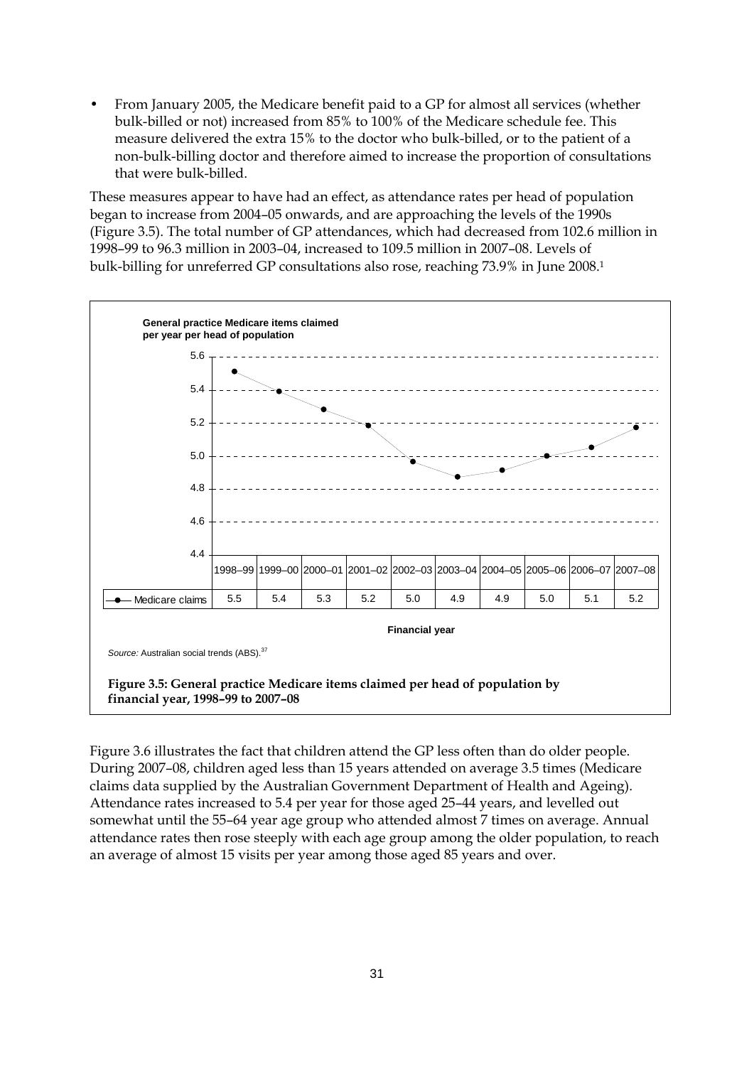- From January 2005, the Medicare benefit paid to a GP for almost all services (whether bulk-billed or not) increased from 85% to 100% of the Medicare schedule fee. This measure delivered the extra 15% to the doctor who bulk-billed, or to the patient of a non-bulk-billing doctor and therefore aimed to increase the proportion of consultations that were bulk-billed.

These measures appear to have had an effect, as attendance rates per head of population began to increase from 2004–05 onwards, and are approaching the levels of the 1990s (Figure 3.5). The total number of GP attendances, which had decreased from 102.6 million in 1998–99 to 96.3 million in 2003–04, increased to 109.5 million in 2007–08. Levels of bulk-billing for unreferred GP consultations also rose, reaching 73.9% in June 2008.[1]

General practice Medicare items claimed per year per head of population

| | 1998–99 | 1999–00 | 2000–01 | 2001–02 | 2002–03 | 2003–04 | 2004–05 | 2005–06 | 2006–07 | 2007–08 |
|---|---|---|---|---|---|---|---|---|---|---|
| Medicare claims | 5.5 | 5.4 | 5.3 | 5.2 | 5.0 | 4.9 | 4.9 | 5.0 | 5.1 | 5.2 |

Financial year

*Source:* Australian social trends (ABS).[37]

**Figure 3.5: General practice Medicare items claimed per head of population by financial year, 1998–99 to 2007–08**

Figure 3.6 illustrates the fact that children attend the GP less often than do older people. During 2007–08, children aged less than 15 years attended on average 3.5 times (Medicare claims data supplied by the Australian Government Department of Health and Ageing). Attendance rates increased to 5.4 per year for those aged 25–44 years, and levelled out somewhat until the 55–64 year age group who attended almost 7 times on average. Annual attendance rates then rose steeply with each age group among the older population, to reach an average of almost 15 visits per year among those aged 85 years and over.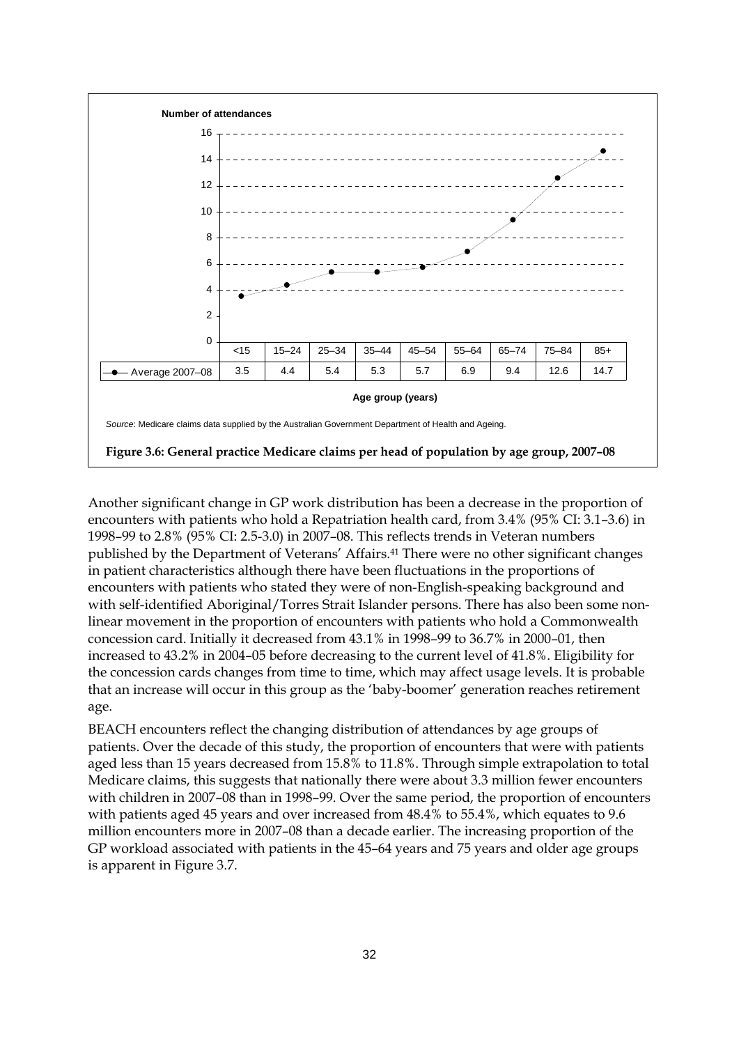**Number of attendances**

| Age group (years) | <15 | 15–24 | 25–34 | 35–44 | 45–54 | 55–64 | 65–74 | 75–84 | 85+ |
|---|---|---|---|---|---|---|---|---|---|
| Average 2007–08 | 3.5 | 4.4 | 5.4 | 5.3 | 5.7 | 6.9 | 9.4 | 12.6 | 14.7 |

*Source*: Medicare claims data supplied by the Australian Government Department of Health and Ageing.

**Figure 3.6: General practice Medicare claims per head of population by age group, 2007–08**

Another significant change in GP work distribution has been a decrease in the proportion of encounters with patients who hold a Repatriation health card, from 3.4% (95% CI: 3.1–3.6) in 1998–99 to 2.8% (95% CI: 2.5-3.0) in 2007–08. This reflects trends in Veteran numbers published by the Department of Veterans' Affairs.[41] There were no other significant changes in patient characteristics although there have been fluctuations in the proportions of encounters with patients who stated they were of non-English-speaking background and with self-identified Aboriginal/Torres Strait Islander persons. There has also been some non-linear movement in the proportion of encounters with patients who hold a Commonwealth concession card. Initially it decreased from 43.1% in 1998–99 to 36.7% in 2000–01, then increased to 43.2% in 2004–05 before decreasing to the current level of 41.8%. Eligibility for the concession cards changes from time to time, which may affect usage levels. It is probable that an increase will occur in this group as the 'baby-boomer' generation reaches retirement age.

BEACH encounters reflect the changing distribution of attendances by age groups of patients. Over the decade of this study, the proportion of encounters that were with patients aged less than 15 years decreased from 15.8% to 11.8%. Through simple extrapolation to total Medicare claims, this suggests that nationally there were about 3.3 million fewer encounters with children in 2007–08 than in 1998–99. Over the same period, the proportion of encounters with patients aged 45 years and over increased from 48.4% to 55.4%, which equates to 9.6 million encounters more in 2007–08 than a decade earlier. The increasing proportion of the GP workload associated with patients in the 45–64 years and 75 years and older age groups is apparent in Figure 3.7.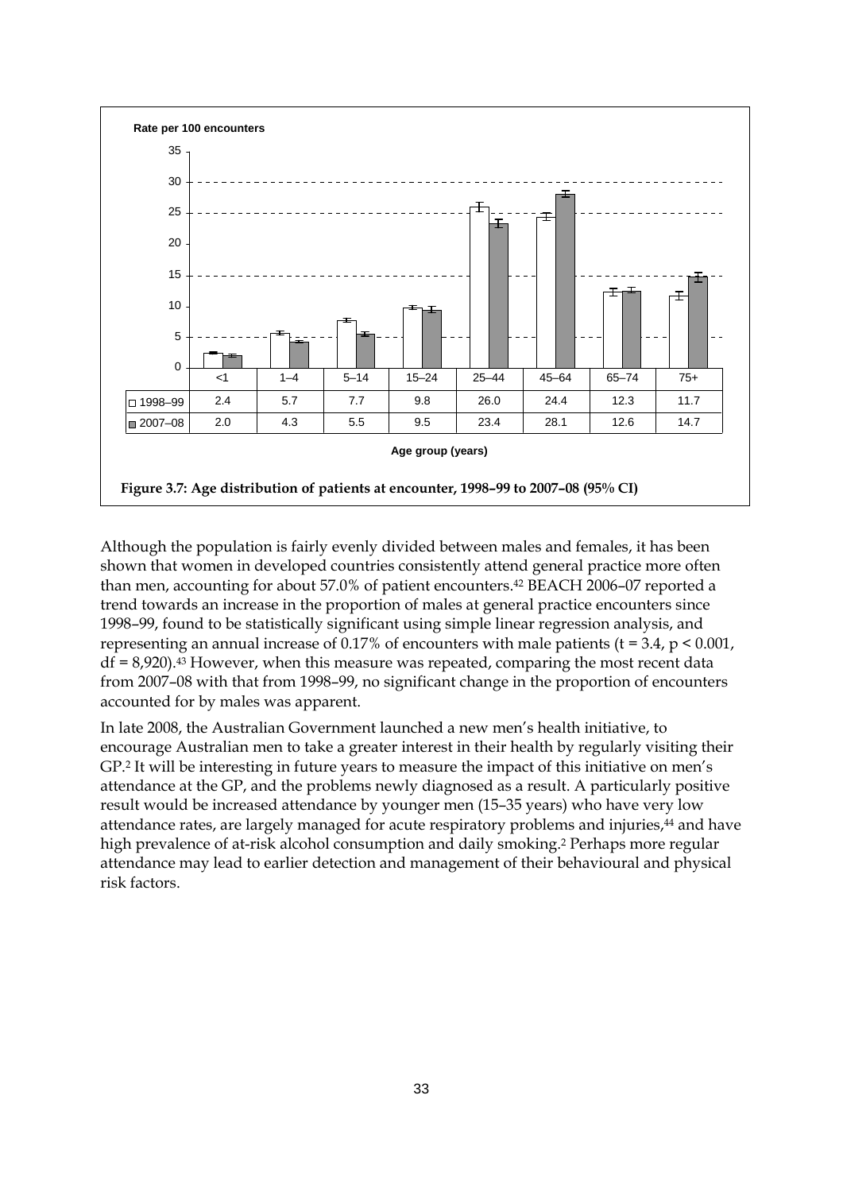| Age group (years) | <1 | 1–4 | 5–14 | 15–24 | 25–44 | 45–64 | 65–74 | 75+ |
|---|---|---|---|---|---|---|---|---|
| 1998–99 | 2.4 | 5.7 | 7.7 | 9.8 | 26.0 | 24.4 | 12.3 | 11.7 |
| 2007–08 | 2.0 | 4.3 | 5.5 | 9.5 | 23.4 | 28.1 | 12.6 | 14.7 |

Rate per 100 encounters

**Figure 3.7: Age distribution of patients at encounter, 1998–99 to 2007–08 (95% CI)**

Although the population is fairly evenly divided between males and females, it has been shown that women in developed countries consistently attend general practice more often than men, accounting for about 57.0% of patient encounters.[42] BEACH 2006–07 reported a trend towards an increase in the proportion of males at general practice encounters since 1998–99, found to be statistically significant using simple linear regression analysis, and representing an annual increase of 0.17% of encounters with male patients ($t = 3.4$, $p < 0.001$, $df = 8{,}920$).[43] However, when this measure was repeated, comparing the most recent data from 2007–08 with that from 1998–99, no significant change in the proportion of encounters accounted for by males was apparent.

In late 2008, the Australian Government launched a new men's health initiative, to encourage Australian men to take a greater interest in their health by regularly visiting their GP.[2] It will be interesting in future years to measure the impact of this initiative on men's attendance at the GP, and the problems newly diagnosed as a result. A particularly positive result would be increased attendance by younger men (15–35 years) who have very low attendance rates, are largely managed for acute respiratory problems and injuries,[44] and have high prevalence of at-risk alcohol consumption and daily smoking.[2] Perhaps more regular attendance may lead to earlier detection and management of their behavioural and physical risk factors.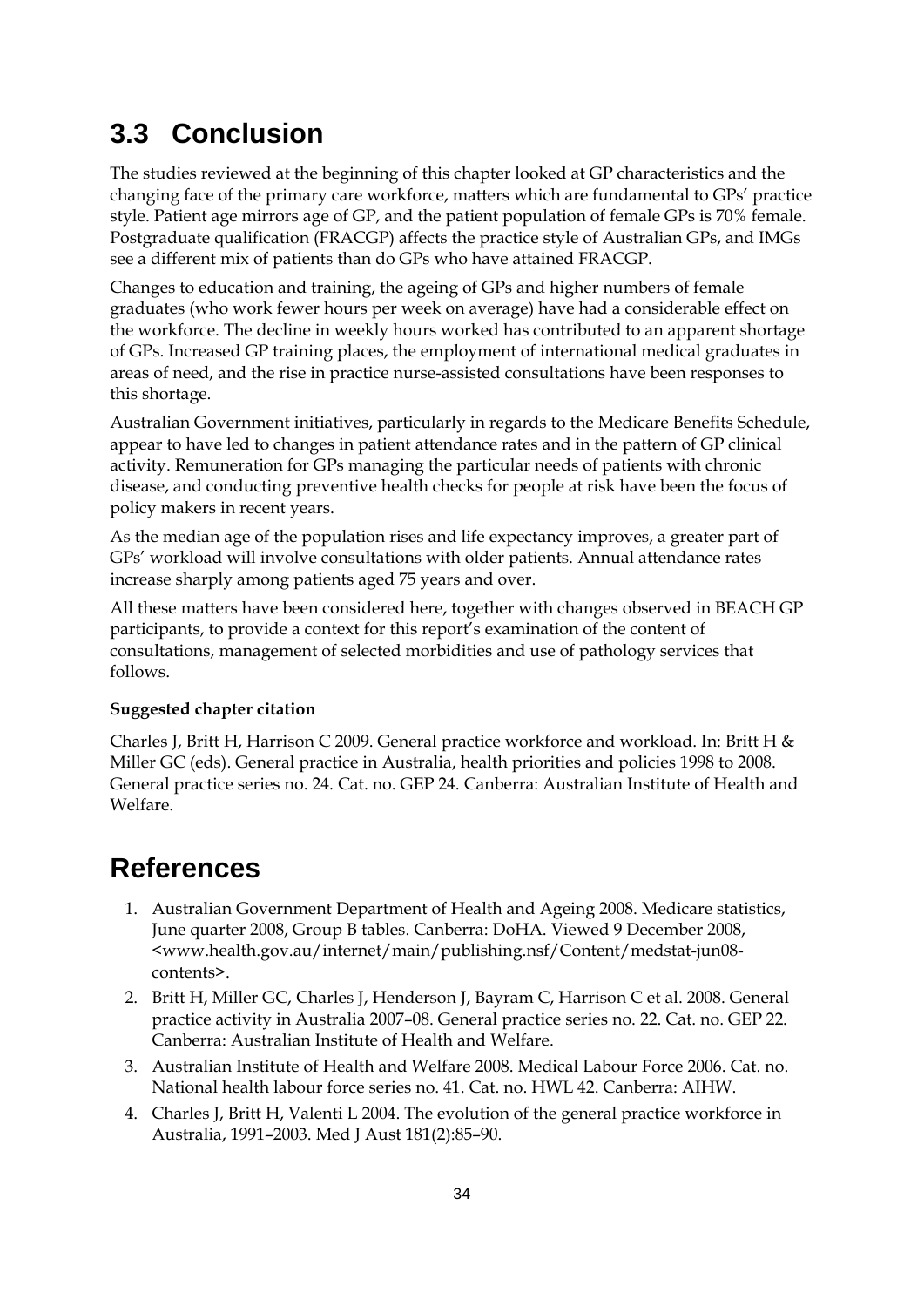## 3.3 Conclusion

The studies reviewed at the beginning of this chapter looked at GP characteristics and the changing face of the primary care workforce, matters which are fundamental to GPs' practice style. Patient age mirrors age of GP, and the patient population of female GPs is 70% female. Postgraduate qualification (FRACGP) affects the practice style of Australian GPs, and IMGs see a different mix of patients than do GPs who have attained FRACGP.

Changes to education and training, the ageing of GPs and higher numbers of female graduates (who work fewer hours per week on average) have had a considerable effect on the workforce. The decline in weekly hours worked has contributed to an apparent shortage of GPs. Increased GP training places, the employment of international medical graduates in areas of need, and the rise in practice nurse-assisted consultations have been responses to this shortage.

Australian Government initiatives, particularly in regards to the Medicare Benefits Schedule, appear to have led to changes in patient attendance rates and in the pattern of GP clinical activity. Remuneration for GPs managing the particular needs of patients with chronic disease, and conducting preventive health checks for people at risk have been the focus of policy makers in recent years.

As the median age of the population rises and life expectancy improves, a greater part of GPs' workload will involve consultations with older patients. Annual attendance rates increase sharply among patients aged 75 years and over.

All these matters have been considered here, together with changes observed in BEACH GP participants, to provide a context for this report's examination of the content of consultations, management of selected morbidities and use of pathology services that follows.

**Suggested chapter citation**

Charles J, Britt H, Harrison C 2009. General practice workforce and workload. In: Britt H & Miller GC (eds). General practice in Australia, health priorities and policies 1998 to 2008. General practice series no. 24. Cat. no. GEP 24. Canberra: Australian Institute of Health and Welfare.

# References

1. Australian Government Department of Health and Ageing 2008. Medicare statistics, June quarter 2008, Group B tables. Canberra: DoHA. Viewed 9 December 2008, <www.health.gov.au/internet/main/publishing.nsf/Content/medstat-jun08-contents>.
2. Britt H, Miller GC, Charles J, Henderson J, Bayram C, Harrison C et al. 2008. General practice activity in Australia 2007–08. General practice series no. 22. Cat. no. GEP 22. Canberra: Australian Institute of Health and Welfare.
3. Australian Institute of Health and Welfare 2008. Medical Labour Force 2006. Cat. no. National health labour force series no. 41. Cat. no. HWL 42. Canberra: AIHW.
4. Charles J, Britt H, Valenti L 2004. The evolution of the general practice workforce in Australia, 1991–2003. Med J Aust 181(2):85–90.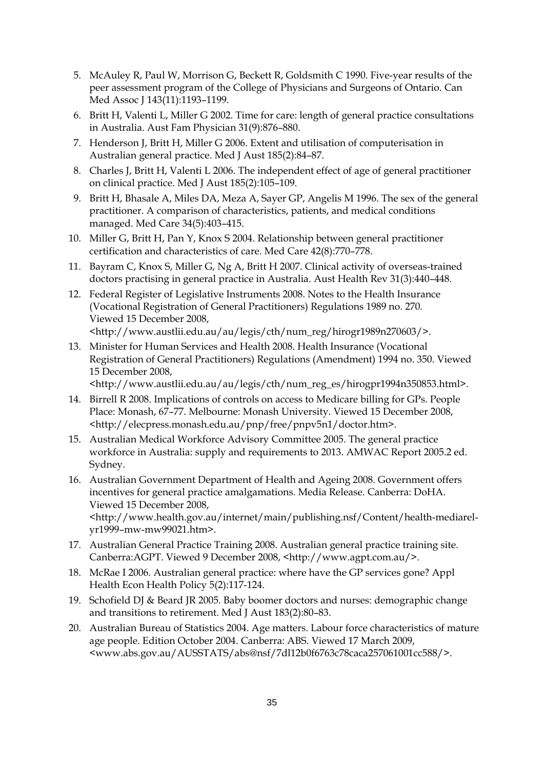5. McAuley R, Paul W, Morrison G, Beckett R, Goldsmith C 1990. Five-year results of the peer assessment program of the College of Physicians and Surgeons of Ontario. Can Med Assoc J 143(11):1193–1199.
6. Britt H, Valenti L, Miller G 2002. Time for care: length of general practice consultations in Australia. Aust Fam Physician 31(9):876–880.
7. Henderson J, Britt H, Miller G 2006. Extent and utilisation of computerisation in Australian general practice. Med J Aust 185(2):84–87.
8. Charles J, Britt H, Valenti L 2006. The independent effect of age of general practitioner on clinical practice. Med J Aust 185(2):105–109.
9. Britt H, Bhasale A, Miles DA, Meza A, Sayer GP, Angelis M 1996. The sex of the general practitioner. A comparison of characteristics, patients, and medical conditions managed. Med Care 34(5):403–415.
10. Miller G, Britt H, Pan Y, Knox S 2004. Relationship between general practitioner certification and characteristics of care. Med Care 42(8):770–778.
11. Bayram C, Knox S, Miller G, Ng A, Britt H 2007. Clinical activity of overseas-trained doctors practising in general practice in Australia. Aust Health Rev 31(3):440–448.
12. Federal Register of Legislative Instruments 2008. Notes to the Health Insurance (Vocational Registration of General Practitioners) Regulations 1989 no. 270. Viewed 15 December 2008, <http://www.austlii.edu.au/au/legis/cth/num_reg/hirogr1989n270603/>.
13. Minister for Human Services and Health 2008. Health Insurance (Vocational Registration of General Practitioners) Regulations (Amendment) 1994 no. 350. Viewed 15 December 2008, <http://www.austlii.edu.au/au/legis/cth/num_reg_es/hirogpr1994n350853.html>.
14. Birrell R 2008. Implications of controls on access to Medicare billing for GPs. People Place: Monash, 67–77. Melbourne: Monash University. Viewed 15 December 2008, <http://elecpress.monash.edu.au/pnp/free/pnpv5n1/doctor.htm>.
15. Australian Medical Workforce Advisory Committee 2005. The general practice workforce in Australia: supply and requirements to 2013. AMWAC Report 2005.2 ed. Sydney.
16. Australian Government Department of Health and Ageing 2008. Government offers incentives for general practice amalgamations. Media Release. Canberra: DoHA. Viewed 15 December 2008, <http://www.health.gov.au/internet/main/publishing.nsf/Content/health-mediarel-yr1999–mw-mw99021.htm>.
17. Australian General Practice Training 2008. Australian general practice training site. Canberra:AGPT. Viewed 9 December 2008, <http://www.agpt.com.au/>.
18. McRae I 2006. Australian general practice: where have the GP services gone? Appl Health Econ Health Policy 5(2):117-124.
19. Schofield DJ & Beard JR 2005. Baby boomer doctors and nurses: demographic change and transitions to retirement. Med J Aust 183(2):80–83.
20. Australian Bureau of Statistics 2004. Age matters. Labour force characteristics of mature age people. Edition October 2004. Canberra: ABS. Viewed 17 March 2009, <www.abs.gov.au/AUSSTATS/abs@nsf/7dl12b0f6763c78caca257061001cc588/>.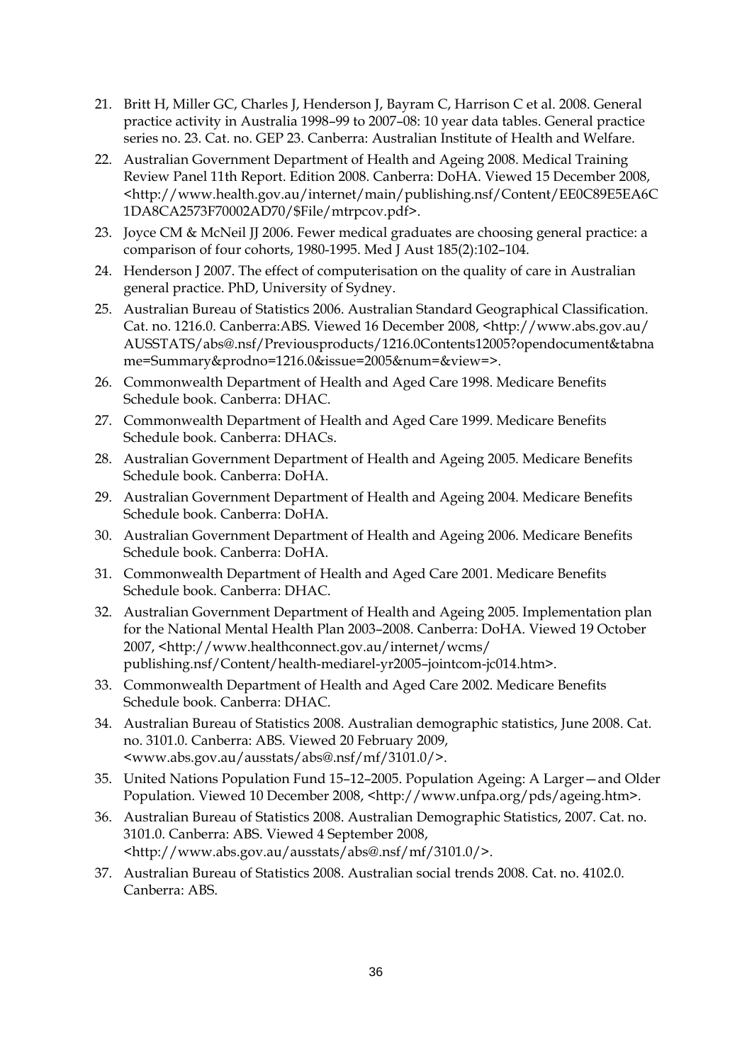21. Britt H, Miller GC, Charles J, Henderson J, Bayram C, Harrison C et al. 2008. General practice activity in Australia 1998–99 to 2007–08: 10 year data tables. General practice series no. 23. Cat. no. GEP 23. Canberra: Australian Institute of Health and Welfare.
22. Australian Government Department of Health and Ageing 2008. Medical Training Review Panel 11th Report. Edition 2008. Canberra: DoHA. Viewed 15 December 2008, <http://www.health.gov.au/internet/main/publishing.nsf/Content/EE0C89E5EA6C1DA8CA2573F70002AD70/$File/mtrpcov.pdf>.
23. Joyce CM & McNeil JJ 2006. Fewer medical graduates are choosing general practice: a comparison of four cohorts, 1980-1995. Med J Aust 185(2):102–104.
24. Henderson J 2007. The effect of computerisation on the quality of care in Australian general practice. PhD, University of Sydney.
25. Australian Bureau of Statistics 2006. Australian Standard Geographical Classification. Cat. no. 1216.0. Canberra:ABS. Viewed 16 December 2008, <http://www.abs.gov.au/AUSSTATS/abs@.nsf/Previousproducts/1216.0Contents12005?opendocument&tabname=Summary&prodno=1216.0&issue=2005&num=&view=>.
26. Commonwealth Department of Health and Aged Care 1998. Medicare Benefits Schedule book. Canberra: DHAC.
27. Commonwealth Department of Health and Aged Care 1999. Medicare Benefits Schedule book. Canberra: DHACs.
28. Australian Government Department of Health and Ageing 2005. Medicare Benefits Schedule book. Canberra: DoHA.
29. Australian Government Department of Health and Ageing 2004. Medicare Benefits Schedule book. Canberra: DoHA.
30. Australian Government Department of Health and Ageing 2006. Medicare Benefits Schedule book. Canberra: DoHA.
31. Commonwealth Department of Health and Aged Care 2001. Medicare Benefits Schedule book. Canberra: DHAC.
32. Australian Government Department of Health and Ageing 2005. Implementation plan for the National Mental Health Plan 2003–2008. Canberra: DoHA. Viewed 19 October 2007, <http://www.healthconnect.gov.au/internet/wcms/publishing.nsf/Content/health-mediarel-yr2005–jointcom-jc014.htm>.
33. Commonwealth Department of Health and Aged Care 2002. Medicare Benefits Schedule book. Canberra: DHAC.
34. Australian Bureau of Statistics 2008. Australian demographic statistics, June 2008. Cat. no. 3101.0. Canberra: ABS. Viewed 20 February 2009, <www.abs.gov.au/ausstats/abs@.nsf/mf/3101.0/>.
35. United Nations Population Fund 15–12–2005. Population Ageing: A Larger—and Older Population. Viewed 10 December 2008, <http://www.unfpa.org/pds/ageing.htm>.
36. Australian Bureau of Statistics 2008. Australian Demographic Statistics, 2007. Cat. no. 3101.0. Canberra: ABS. Viewed 4 September 2008, <http://www.abs.gov.au/ausstats/abs@.nsf/mf/3101.0/>.
37. Australian Bureau of Statistics 2008. Australian social trends 2008. Cat. no. 4102.0. Canberra: ABS.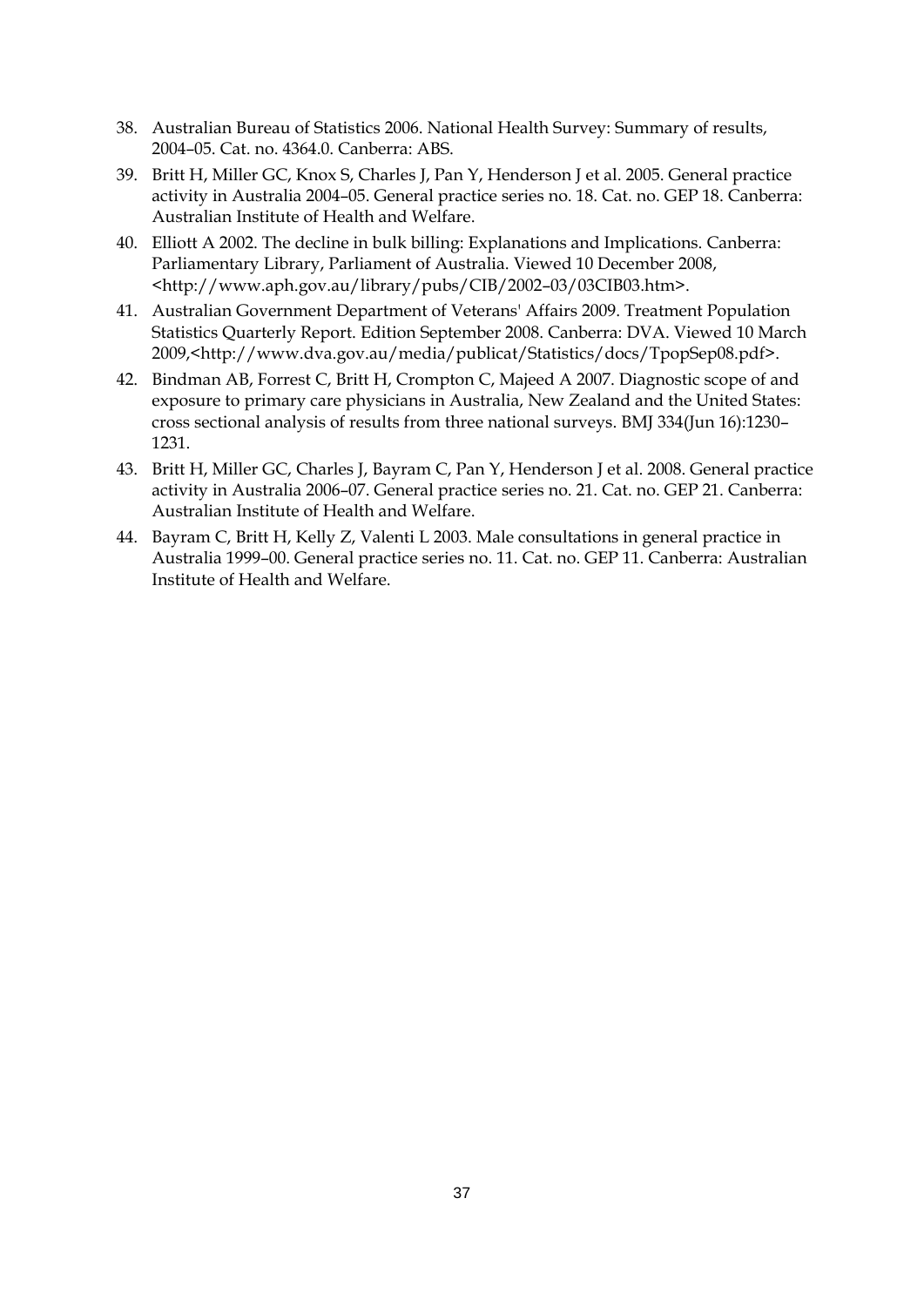38. Australian Bureau of Statistics 2006. National Health Survey: Summary of results, 2004–05. Cat. no. 4364.0. Canberra: ABS.
39. Britt H, Miller GC, Knox S, Charles J, Pan Y, Henderson J et al. 2005. General practice activity in Australia 2004–05. General practice series no. 18. Cat. no. GEP 18. Canberra: Australian Institute of Health and Welfare.
40. Elliott A 2002. The decline in bulk billing: Explanations and Implications. Canberra: Parliamentary Library, Parliament of Australia. Viewed 10 December 2008, <http://www.aph.gov.au/library/pubs/CIB/2002–03/03CIB03.htm>.
41. Australian Government Department of Veterans' Affairs 2009. Treatment Population Statistics Quarterly Report. Edition September 2008. Canberra: DVA. Viewed 10 March 2009,<http://www.dva.gov.au/media/publicat/Statistics/docs/TpopSep08.pdf>.
42. Bindman AB, Forrest C, Britt H, Crompton C, Majeed A 2007. Diagnostic scope of and exposure to primary care physicians in Australia, New Zealand and the United States: cross sectional analysis of results from three national surveys. BMJ 334(Jun 16):1230–1231.
43. Britt H, Miller GC, Charles J, Bayram C, Pan Y, Henderson J et al. 2008. General practice activity in Australia 2006–07. General practice series no. 21. Cat. no. GEP 21. Canberra: Australian Institute of Health and Welfare.
44. Bayram C, Britt H, Kelly Z, Valenti L 2003. Male consultations in general practice in Australia 1999–00. General practice series no. 11. Cat. no. GEP 11. Canberra: Australian Institute of Health and Welfare.